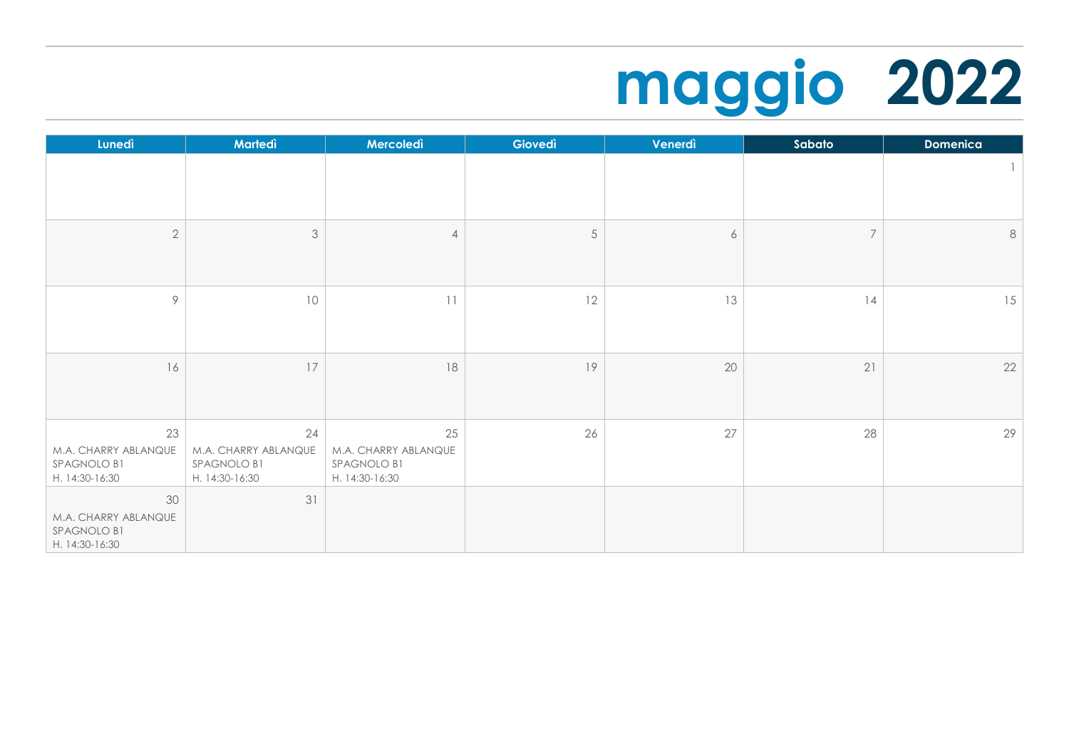# maggio 2022

| Lunedì | Martedì | Mercoledì | Giovedì | Venerdì | Sabato | Domenica |
|---|---|---|---|---|---|---|
| | | | | | | 1 |
| 2 | 3 | 4 | 5 | 6 | 7 | 8 |
| 9 | 10 | 11 | 12 | 13 | 14 | 15 |
| 16 | 17 | 18 | 19 | 20 | 21 | 22 |
| 23 M.A. CHARRY ABLANQUE SPAGNOLO B1 H. 14:30-16:30 | 24 M.A. CHARRY ABLANQUE SPAGNOLO B1 H. 14:30-16:30 | 25 M.A. CHARRY ABLANQUE SPAGNOLO B1 H. 14:30-16:30 | 26 | 27 | 28 | 29 |
| 30 M.A. CHARRY ABLANQUE SPAGNOLO B1 H. 14:30-16:30 | 31 | | | | | |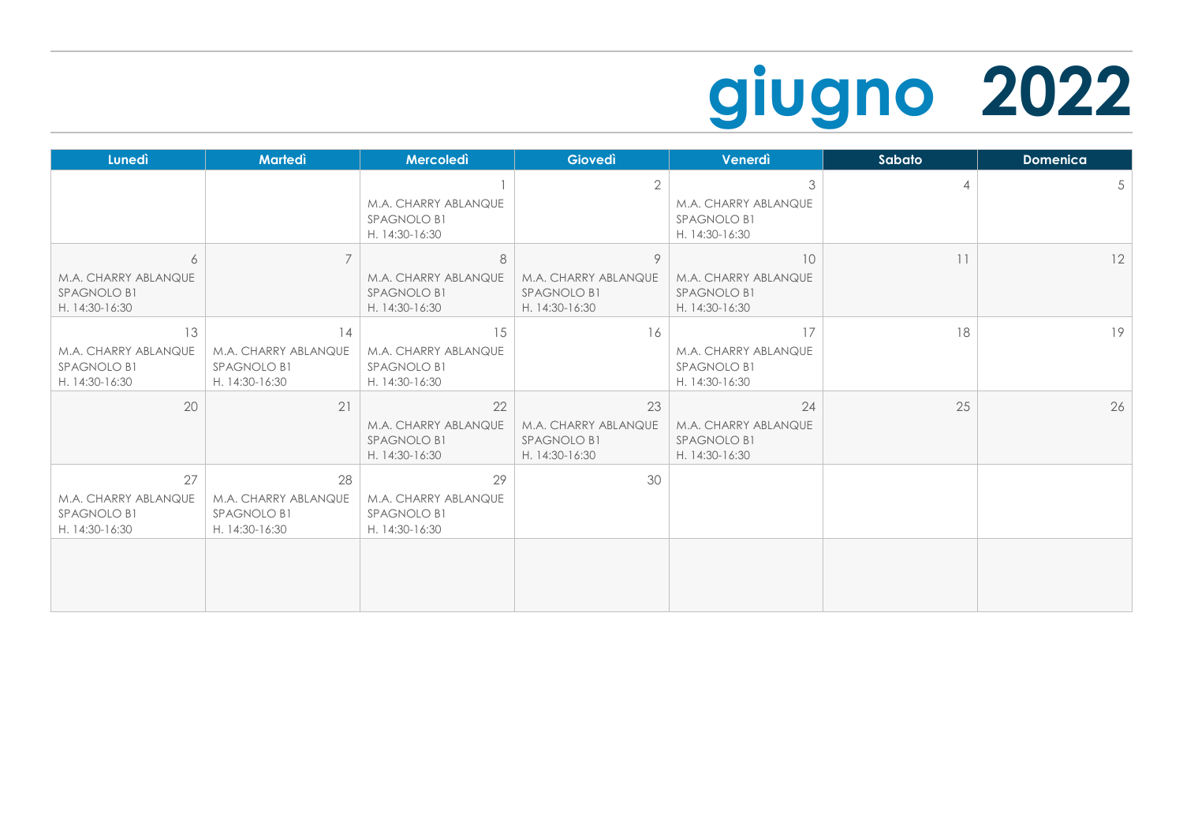# giugno 2022

| Lunedì | Martedì | Mercoledì | Giovedì | Venerdì | Sabato | Domenica |
|---|---|---|---|---|---|---|
| | | 1<br>M.A. CHARRY ABLANQUE<br>SPAGNOLO B1<br>H. 14:30-16:30 | 2 | 3<br>M.A. CHARRY ABLANQUE<br>SPAGNOLO B1<br>H. 14:30-16:30 | 4 | 5 |
| 6<br>M.A. CHARRY ABLANQUE<br>SPAGNOLO B1<br>H. 14:30-16:30 | 7 | 8<br>M.A. CHARRY ABLANQUE<br>SPAGNOLO B1<br>H. 14:30-16:30 | 9<br>M.A. CHARRY ABLANQUE<br>SPAGNOLO B1<br>H. 14:30-16:30 | 10<br>M.A. CHARRY ABLANQUE<br>SPAGNOLO B1<br>H. 14:30-16:30 | 11 | 12 |
| 13<br>M.A. CHARRY ABLANQUE<br>SPAGNOLO B1<br>H. 14:30-16:30 | 14<br>M.A. CHARRY ABLANQUE<br>SPAGNOLO B1<br>H. 14:30-16:30 | 15<br>M.A. CHARRY ABLANQUE<br>SPAGNOLO B1<br>H. 14:30-16:30 | 16 | 17<br>M.A. CHARRY ABLANQUE<br>SPAGNOLO B1<br>H. 14:30-16:30 | 18 | 19 |
| 20 | 21 | 22<br>M.A. CHARRY ABLANQUE<br>SPAGNOLO B1<br>H. 14:30-16:30 | 23<br>M.A. CHARRY ABLANQUE<br>SPAGNOLO B1<br>H. 14:30-16:30 | 24<br>M.A. CHARRY ABLANQUE<br>SPAGNOLO B1<br>H. 14:30-16:30 | 25 | 26 |
| 27<br>M.A. CHARRY ABLANQUE<br>SPAGNOLO B1<br>H. 14:30-16:30 | 28<br>M.A. CHARRY ABLANQUE<br>SPAGNOLO B1<br>H. 14:30-16:30 | 29<br>M.A. CHARRY ABLANQUE<br>SPAGNOLO B1<br>H. 14:30-16:30 | 30 | | | |
| | | | | | | |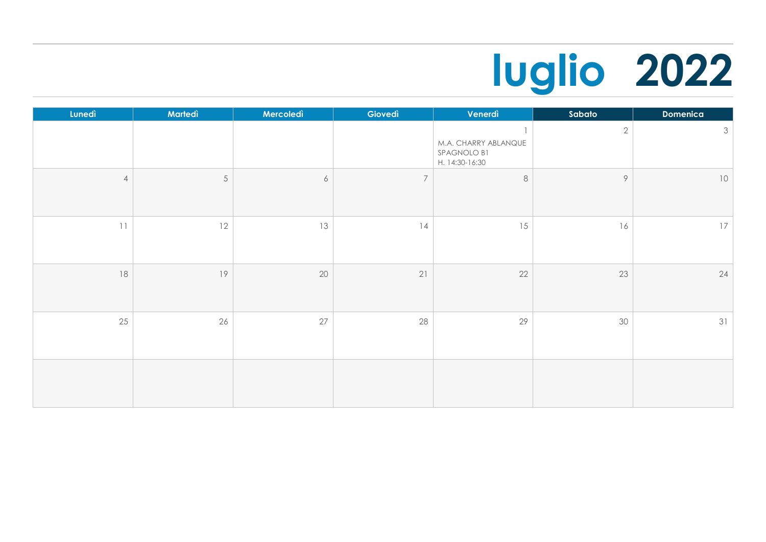# luglio 2022

| Lunedì | Martedì | Mercoledì | Giovedì | Venerdì | Sabato | Domenica |
|---|---|---|---|---|---|---|
| | | | | 1<br>M.A. CHARRY ABLANQUE<br>SPAGNOLO B1<br>H. 14:30-16:30 | 2 | 3 |
| 4 | 5 | 6 | 7 | 8 | 9 | 10 |
| 11 | 12 | 13 | 14 | 15 | 16 | 17 |
| 18 | 19 | 20 | 21 | 22 | 23 | 24 |
| 25 | 26 | 27 | 28 | 29 | 30 | 31 |
| | | | | | | |